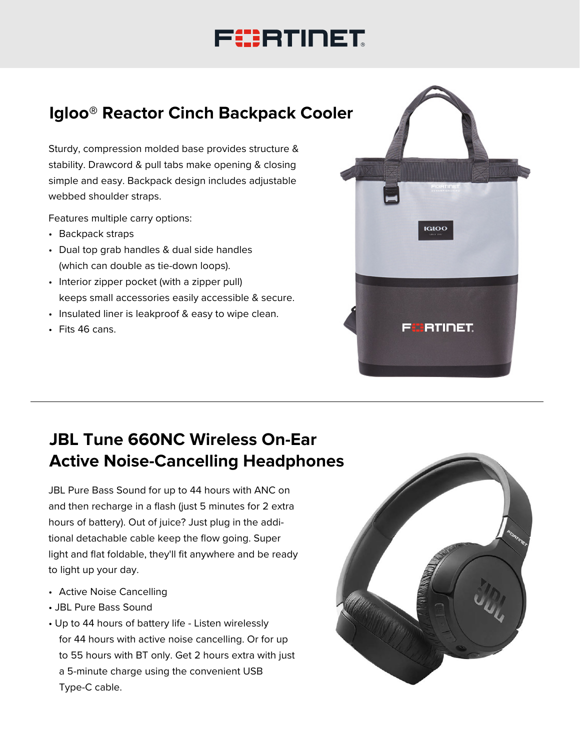# Igloo® Reactor Cinch Backpack Cooler

Sturdy, compression molded base provides structure & stability. Drawcord & pull tabs make opening & closing simple and easy. Backpack design includes adjustable webbed shoulder straps.

Features multiple carry options:

- Backpack straps
- Dual top grab handles & dual side handles (which can double as tie-down loops).
- Interior zipper pocket (with a zipper pull) keeps small accessories easily accessible & secure.
- Insulated liner is leakproof & easy to wipe clean.
- Fits 46 cans.

---

# JBL Tune 660NC Wireless On-Ear Active Noise-Cancelling Headphones

JBL Pure Bass Sound for up to 44 hours with ANC on and then recharge in a flash (just 5 minutes for 2 extra hours of battery). Out of juice? Just plug in the additional detachable cable keep the flow going. Super light and flat foldable, they'll fit anywhere and be ready to light up your day.

- Active Noise Cancelling
- JBL Pure Bass Sound
- Up to 44 hours of battery life - Listen wirelessly for 44 hours with active noise cancelling. Or for up to 55 hours with BT only. Get 2 hours extra with just a 5-minute charge using the convenient USB Type-C cable.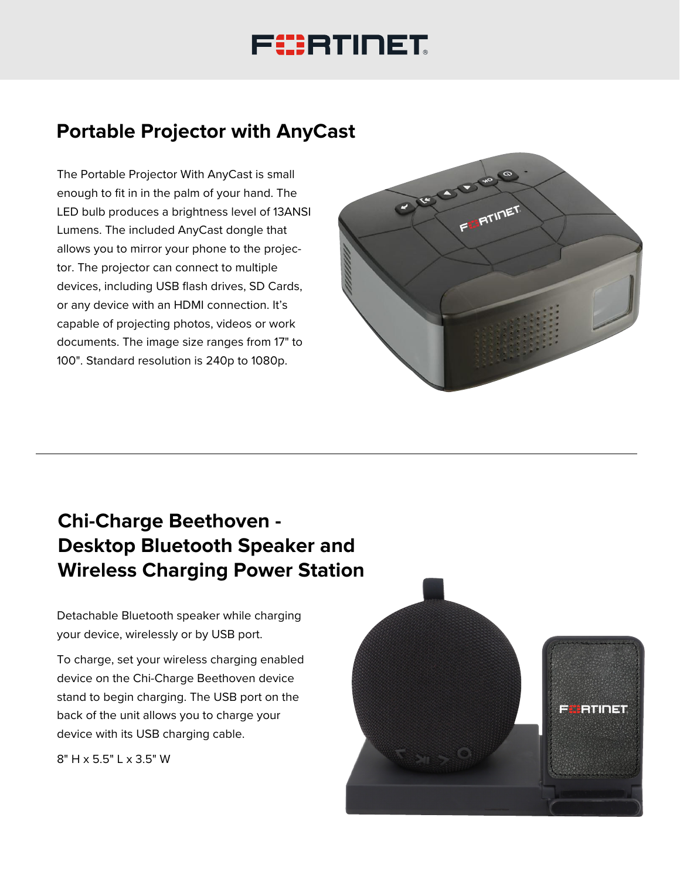## Portable Projector with AnyCast

The Portable Projector With AnyCast is small enough to fit in in the palm of your hand. The LED bulb produces a brightness level of 13ANSI Lumens. The included AnyCast dongle that allows you to mirror your phone to the projector. The projector can connect to multiple devices, including USB flash drives, SD Cards, or any device with an HDMI connection. It's capable of projecting photos, videos or work documents. The image size ranges from 17" to 100". Standard resolution is 240p to 1080p.

---

## Chi-Charge Beethoven - Desktop Bluetooth Speaker and Wireless Charging Power Station

Detachable Bluetooth speaker while charging your device, wirelessly or by USB port.

To charge, set your wireless charging enabled device on the Chi-Charge Beethoven device stand to begin charging. The USB port on the back of the unit allows you to charge your device with its USB charging cable.

8" H x 5.5" L x 3.5" W